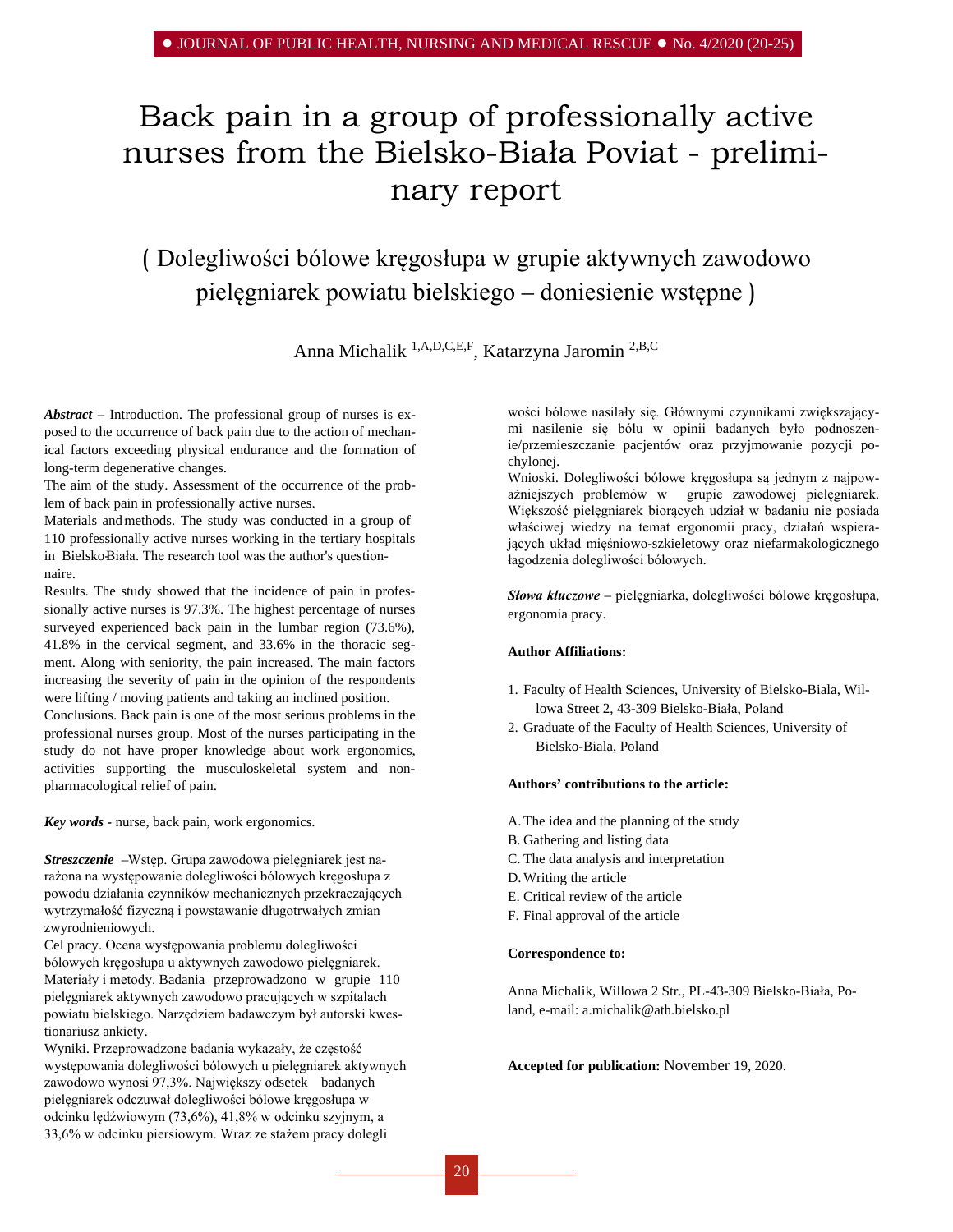# Back pain in a group of professionally active nurses from the Bielsko-Biała Poviat - preliminary report

## ( Dolegliwości bólowe kręgosłupa w grupie aktywnych zawodowo pielęgniarek powiatu bielskiego – doniesienie wstępne )

Anna Michalik [1,A,D,C,E,F], Katarzyna Jaromin [2,B,C]

***Abstract*** – Introduction. The professional group of nurses is exposed to the occurrence of back pain due to the action of mechanical factors exceeding physical endurance and the formation of long-term degenerative changes.

The aim of the study. Assessment of the occurrence of the problem of back pain in professionally active nurses.

Materials and methods. The study was conducted in a group of 110 professionally active nurses working in the tertiary hospitals in Bielsko-Biała. The research tool was the author's questionnaire.

Results. The study showed that the incidence of pain in professionally active nurses is 97.3%. The highest percentage of nurses surveyed experienced back pain in the lumbar region (73.6%), 41.8% in the cervical segment, and 33.6% in the thoracic segment. Along with seniority, the pain increased. The main factors increasing the severity of pain in the opinion of the respondents were lifting / moving patients and taking an inclined position.

Conclusions. Back pain is one of the most serious problems in the professional nurses group. Most of the nurses participating in the study do not have proper knowledge about work ergonomics, activities supporting the musculoskeletal system and non-pharmacological relief of pain.

***Key words*** **-** nurse, back pain, work ergonomics.

***Streszczenie*** –Wstęp. Grupa zawodowa pielęgniarek jest narażona na występowanie dolegliwości bólowych kręgosłupa z powodu działania czynników mechanicznych przekraczających wytrzymałość fizyczną i powstawanie długotrwałych zmian zwyrodnieniowych.

Cel pracy. Ocena występowania problemu dolegliwości bólowych kręgosłupa u aktywnych zawodowo pielęgniarek.

Materiały i metody. Badania przeprowadzono w grupie 110 pielęgniarek aktywnych zawodowo pracujących w szpitalach powiatu bielskiego. Narzędziem badawczym był autorski kwestionariusz ankiety.

Wyniki. Przeprowadzone badania wykazały, że częstość występowania dolegliwości bólowych u pielęgniarek aktywnych zawodowo wynosi 97,3%. Największy odsetek badanych pielęgniarek odczuwał dolegliwości bólowe kręgosłupa w odcinku lędźwiowym (73,6%), 41,8% w odcinku szyjnym, a 33,6% w odcinku piersiowym. Wraz ze stażem pracy dolegliwości bólowe nasilały się. Głównymi czynnikami zwiększającymi nasilenie się bólu w opinii badanych było podnoszenie/przemieszczanie pacjentów oraz przyjmowanie pozycji pochylonej.

Wnioski. Dolegliwości bólowe kręgosłupa są jednym z najpoważniejszych problemów w grupie zawodowej pielęgniarek. Większość pielęgniarek biorących udział w badaniu nie posiada właściwej wiedzy na temat ergonomii pracy, działań wspierających układ mięśniowo-szkieletowy oraz niefarmakologicznego łagodzenia dolegliwości bólowych.

***Słowa kluczowe*** – pielęgniarka, dolegliwości bólowe kręgosłupa, ergonomia pracy.

**Author Affiliations:**

1. Faculty of Health Sciences, University of Bielsko-Biala, Willowa Street 2, 43-309 Bielsko-Biała, Poland
2. Graduate of the Faculty of Health Sciences, University of Bielsko-Biala, Poland

**Authors' contributions to the article:**

A. The idea and the planning of the study
B. Gathering and listing data
C. The data analysis and interpretation
D. Writing the article
E. Critical review of the article
F. Final approval of the article

**Correspondence to:**

Anna Michalik, Willowa 2 Str., PL-43-309 Bielsko-Biała, Poland, e-mail: a.michalik@ath.bielsko.pl

**Accepted for publication:** November 19, 2020.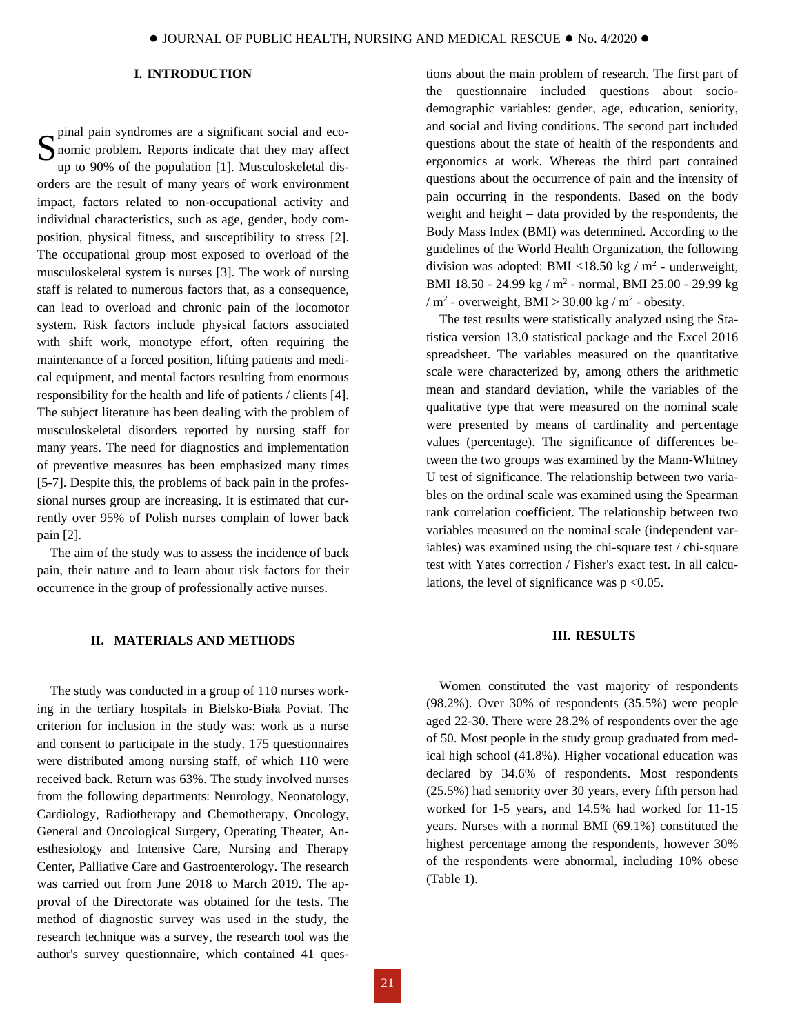## I. INTRODUCTION

Spinal pain syndromes are a significant social and economic problem. Reports indicate that they may affect up to 90% of the population [1]. Musculoskeletal disorders are the result of many years of work environment impact, factors related to non-occupational activity and individual characteristics, such as age, gender, body composition, physical fitness, and susceptibility to stress [2]. The occupational group most exposed to overload of the musculoskeletal system is nurses [3]. The work of nursing staff is related to numerous factors that, as a consequence, can lead to overload and chronic pain of the locomotor system. Risk factors include physical factors associated with shift work, monotype effort, often requiring the maintenance of a forced position, lifting patients and medical equipment, and mental factors resulting from enormous responsibility for the health and life of patients / clients [4]. The subject literature has been dealing with the problem of musculoskeletal disorders reported by nursing staff for many years. The need for diagnostics and implementation of preventive measures has been emphasized many times [5-7]. Despite this, the problems of back pain in the professional nurses group are increasing. It is estimated that currently over 95% of Polish nurses complain of lower back pain [2].

The aim of the study was to assess the incidence of back pain, their nature and to learn about risk factors for their occurrence in the group of professionally active nurses.

## II. MATERIALS AND METHODS

The study was conducted in a group of 110 nurses working in the tertiary hospitals in Bielsko-Biała Poviat. The criterion for inclusion in the study was: work as a nurse and consent to participate in the study. 175 questionnaires were distributed among nursing staff, of which 110 were received back. Return was 63%. The study involved nurses from the following departments: Neurology, Neonatology, Cardiology, Radiotherapy and Chemotherapy, Oncology, General and Oncological Surgery, Operating Theater, Anesthesiology and Intensive Care, Nursing and Therapy Center, Palliative Care and Gastroenterology. The research was carried out from June 2018 to March 2019. The approval of the Directorate was obtained for the tests. The method of diagnostic survey was used in the study, the research technique was a survey, the research tool was the author's survey questionnaire, which contained 41 questions about the main problem of research. The first part of the questionnaire included questions about socio-demographic variables: gender, age, education, seniority, and social and living conditions. The second part included questions about the state of health of the respondents and ergonomics at work. Whereas the third part contained questions about the occurrence of pain and the intensity of pain occurring in the respondents. Based on the body weight and height – data provided by the respondents, the Body Mass Index (BMI) was determined. According to the guidelines of the World Health Organization, the following division was adopted: BMI <18.50 kg / $m^2$ - underweight, BMI 18.50 - 24.99 kg / $m^2$ - normal, BMI 25.00 - 29.99 kg / $m^2$ - overweight, BMI > 30.00 kg / $m^2$ - obesity.

The test results were statistically analyzed using the Statistica version 13.0 statistical package and the Excel 2016 spreadsheet. The variables measured on the quantitative scale were characterized by, among others the arithmetic mean and standard deviation, while the variables of the qualitative type that were measured on the nominal scale were presented by means of cardinality and percentage values (percentage). The significance of differences between the two groups was examined by the Mann-Whitney U test of significance. The relationship between two variables on the ordinal scale was examined using the Spearman rank correlation coefficient. The relationship between two variables measured on the nominal scale (independent variables) was examined using the chi-square test / chi-square test with Yates correction / Fisher's exact test. In all calculations, the level of significance was $p < 0.05$.

## III. RESULTS

Women constituted the vast majority of respondents (98.2%). Over 30% of respondents (35.5%) were people aged 22-30. There were 28.2% of respondents over the age of 50. Most people in the study group graduated from medical high school (41.8%). Higher vocational education was declared by 34.6% of respondents. Most respondents (25.5%) had seniority over 30 years, every fifth person had worked for 1-5 years, and 14.5% had worked for 11-15 years. Nurses with a normal BMI (69.1%) constituted the highest percentage among the respondents, however 30% of the respondents were abnormal, including 10% obese (Table 1).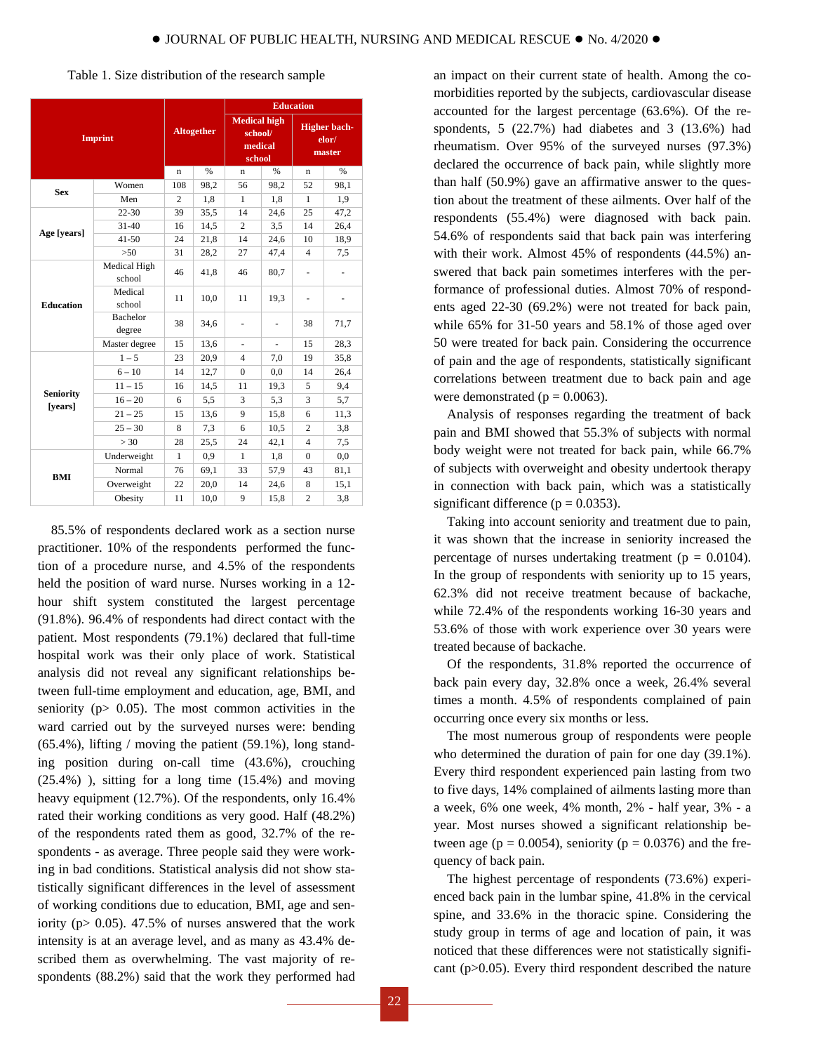Table 1. Size distribution of the research sample

| Imprint | | Altogether | | Education | | | |
|---|---|---|---|---|---|---|---|
| | | | | Medical high school/ medical school | | Higher bachelor/ master | |
| | | n | % | n | % | n | % |
| Sex | Women | 108 | 98,2 | 56 | 98,2 | 52 | 98,1 |
| | Men | 2 | 1,8 | 1 | 1,8 | 1 | 1,9 |
| Age [years] | 22-30 | 39 | 35,5 | 14 | 24,6 | 25 | 47,2 |
| | 31-40 | 16 | 14,5 | 2 | 3,5 | 14 | 26,4 |
| | 41-50 | 24 | 21,8 | 14 | 24,6 | 10 | 18,9 |
| | >50 | 31 | 28,2 | 27 | 47,4 | 4 | 7,5 |
| Education | Medical High school | 46 | 41,8 | 46 | 80,7 | - | - |
| | Medical school | 11 | 10,0 | 11 | 19,3 | - | - |
| | Bachelor degree | 38 | 34,6 | - | - | 38 | 71,7 |
| | Master degree | 15 | 13,6 | - | - | 15 | 28,3 |
| Seniority [years] | 1 – 5 | 23 | 20,9 | 4 | 7,0 | 19 | 35,8 |
| | 6 – 10 | 14 | 12,7 | 0 | 0,0 | 14 | 26,4 |
| | 11 – 15 | 16 | 14,5 | 11 | 19,3 | 5 | 9,4 |
| | 16 – 20 | 6 | 5,5 | 3 | 5,3 | 3 | 5,7 |
| | 21 – 25 | 15 | 13,6 | 9 | 15,8 | 6 | 11,3 |
| | 25 – 30 | 8 | 7,3 | 6 | 10,5 | 2 | 3,8 |
| | > 30 | 28 | 25,5 | 24 | 42,1 | 4 | 7,5 |
| BMI | Underweight | 1 | 0,9 | 1 | 1,8 | 0 | 0,0 |
| | Normal | 76 | 69,1 | 33 | 57,9 | 43 | 81,1 |
| | Overweight | 22 | 20,0 | 14 | 24,6 | 8 | 15,1 |
| | Obesity | 11 | 10,0 | 9 | 15,8 | 2 | 3,8 |

85.5% of respondents declared work as a section nurse practitioner. 10% of the respondents performed the function of a procedure nurse, and 4.5% of the respondents held the position of ward nurse. Nurses working in a 12-hour shift system constituted the largest percentage (91.8%). 96.4% of respondents had direct contact with the patient. Most respondents (79.1%) declared that full-time hospital work was their only place of work. Statistical analysis did not reveal any significant relationships between full-time employment and education, age, BMI, and seniority ($p > 0.05$). The most common activities in the ward carried out by the surveyed nurses were: bending (65.4%), lifting / moving the patient (59.1%), long standing position during on-call time (43.6%), crouching (25.4%) ), sitting for a long time (15.4%) and moving heavy equipment (12.7%). Of the respondents, only 16.4% rated their working conditions as very good. Half (48.2%) of the respondents rated them as good, 32.7% of the respondents - as average. Three people said they were working in bad conditions. Statistical analysis did not show statistically significant differences in the level of assessment of working conditions due to education, BMI, age and seniority ($p > 0.05$). 47.5% of nurses answered that the work intensity is at an average level, and as many as 43.4% described them as overwhelming. The vast majority of respondents (88.2%) said that the work they performed had an impact on their current state of health. Among the comorbidities reported by the subjects, cardiovascular disease accounted for the largest percentage (63.6%). Of the respondents, 5 (22.7%) had diabetes and 3 (13.6%) had rheumatism. Over 95% of the surveyed nurses (97.3%) declared the occurrence of back pain, while slightly more than half (50.9%) gave an affirmative answer to the question about the treatment of these ailments. Over half of the respondents (55.4%) were diagnosed with back pain. 54.6% of respondents said that back pain was interfering with their work. Almost 45% of respondents (44.5%) answered that back pain sometimes interferes with the performance of professional duties. Almost 70% of respondents aged 22-30 (69.2%) were not treated for back pain, while 65% for 31-50 years and 58.1% of those aged over 50 were treated for back pain. Considering the occurrence of pain and the age of respondents, statistically significant correlations between treatment due to back pain and age were demonstrated ($p = 0.0063$).

Analysis of responses regarding the treatment of back pain and BMI showed that 55.3% of subjects with normal body weight were not treated for back pain, while 66.7% of subjects with overweight and obesity undertook therapy in connection with back pain, which was a statistically significant difference ($p = 0.0353$).

Taking into account seniority and treatment due to pain, it was shown that the increase in seniority increased the percentage of nurses undertaking treatment ($p = 0.0104$). In the group of respondents with seniority up to 15 years, 62.3% did not receive treatment because of backache, while 72.4% of the respondents working 16-30 years and 53.6% of those with work experience over 30 years were treated because of backache.

Of the respondents, 31.8% reported the occurrence of back pain every day, 32.8% once a week, 26.4% several times a month. 4.5% of respondents complained of pain occurring once every six months or less.

The most numerous group of respondents were people who determined the duration of pain for one day (39.1%). Every third respondent experienced pain lasting from two to five days, 14% complained of ailments lasting more than a week, 6% one week, 4% month, 2% - half year, 3% - a year. Most nurses showed a significant relationship between age ($p = 0.0054$), seniority ($p = 0.0376$) and the frequency of back pain.

The highest percentage of respondents (73.6%) experienced back pain in the lumbar spine, 41.8% in the cervical spine, and 33.6% in the thoracic spine. Considering the study group in terms of age and location of pain, it was noticed that these differences were not statistically significant ($p > 0.05$). Every third respondent described the nature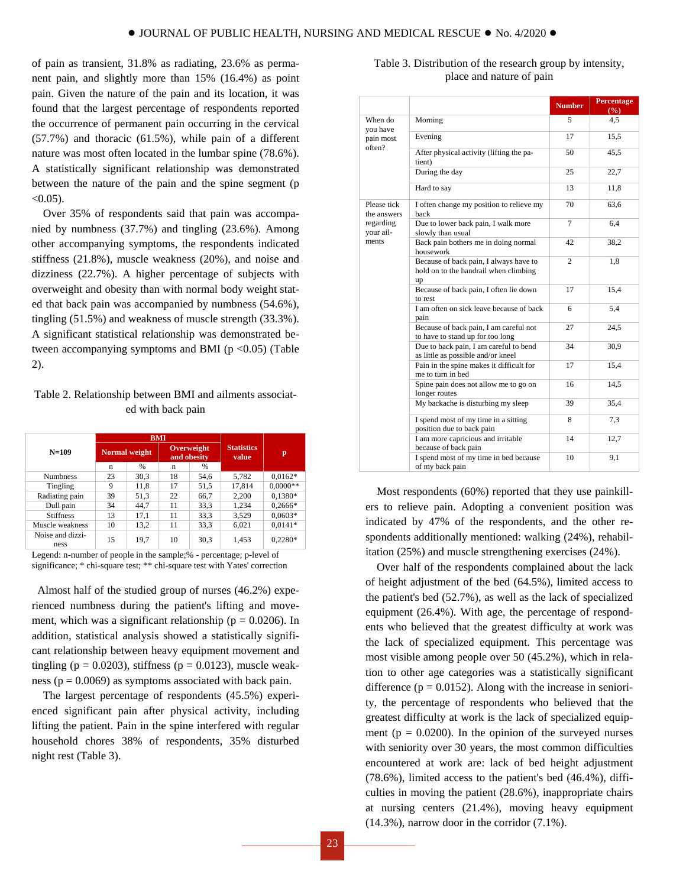of pain as transient, 31.8% as radiating, 23.6% as permanent pain, and slightly more than 15% (16.4%) as point pain. Given the nature of the pain and its location, it was found that the largest percentage of respondents reported the occurrence of permanent pain occurring in the cervical (57.7%) and thoracic (61.5%), while pain of a different nature was most often located in the lumbar spine (78.6%). A statistically significant relationship was demonstrated between the nature of the pain and the spine segment ($p < 0.05$).

Over 35% of respondents said that pain was accompanied by numbness (37.7%) and tingling (23.6%). Among other accompanying symptoms, the respondents indicated stiffness (21.8%), muscle weakness (20%), and noise and dizziness (22.7%). A higher percentage of subjects with overweight and obesity than with normal body weight stated that back pain was accompanied by numbness (54.6%), tingling (51.5%) and weakness of muscle strength (33.3%). A significant statistical relationship was demonstrated between accompanying symptoms and BMI ($p < 0.05$) (Table 2).

Table 2. Relationship between BMI and ailments associated with back pain

| N=109 | BMI | | | | Statistics value | p |
|---|---|---|---|---|---|---|
| | Normal weight | | Overweight and obesity | | | |
| | n | % | n | % | | |
| Numbness | 23 | 30,3 | 18 | 54,6 | 5,782 | 0,0162* |
| Tingling | 9 | 11,8 | 17 | 51,5 | 17,814 | 0,0000** |
| Radiating pain | 39 | 51,3 | 22 | 66,7 | 2,200 | 0,1380* |
| Dull pain | 34 | 44,7 | 11 | 33,3 | 1,234 | 0,2666* |
| Stiffness | 13 | 17,1 | 11 | 33,3 | 3,529 | 0,0603* |
| Muscle weakness | 10 | 13,2 | 11 | 33,3 | 6,021 | 0,0141* |
| Noise and dizziness | 15 | 19,7 | 10 | 30,3 | 1,453 | 0,2280* |

Legend: n-number of people in the sample;% - percentage; p-level of significance; * chi-square test; ** chi-square test with Yates' correction

Almost half of the studied group of nurses (46.2%) experienced numbness during the patient's lifting and movement, which was a significant relationship ($p = 0.0206$). In addition, statistical analysis showed a statistically significant relationship between heavy equipment movement and tingling ($p = 0.0203$), stiffness ($p = 0.0123$), muscle weakness ($p = 0.0069$) as symptoms associated with back pain.

The largest percentage of respondents (45.5%) experienced significant pain after physical activity, including lifting the patient. Pain in the spine interfered with regular household chores 38% of respondents, 35% disturbed night rest (Table 3).

Table 3. Distribution of the research group by intensity, place and nature of pain

| | | Number | Percentage (%) |
|---|---|---|---|
| When do you have pain most often? | Morning | 5 | 4,5 |
| | Evening | 17 | 15,5 |
| | After physical activity (lifting the patient) | 50 | 45,5 |
| | During the day | 25 | 22,7 |
| | Hard to say | 13 | 11,8 |
| Please tick the answers regarding your ailments | I often change my position to relieve my back | 70 | 63,6 |
| | Due to lower back pain, I walk more slowly than usual | 7 | 6,4 |
| | Back pain bothers me in doing normal housework | 42 | 38,2 |
| | Because of back pain, I always have to hold on to the handrail when climbing up | 2 | 1,8 |
| | Because of back pain, I often lie down to rest | 17 | 15,4 |
| | I am often on sick leave because of back pain | 6 | 5,4 |
| | Because of back pain, I am careful not to have to stand up for too long | 27 | 24,5 |
| | Due to back pain, I am careful to bend as little as possible and/or kneel | 34 | 30,9 |
| | Pain in the spine makes it difficult for me to turn in bed | 17 | 15,4 |
| | Spine pain does not allow me to go on longer routes | 16 | 14,5 |
| | My backache is disturbing my sleep | 39 | 35,4 |
| | I spend most of my time in a sitting position due to back pain | 8 | 7,3 |
| | I am more capricious and irritable because of back pain | 14 | 12,7 |
| | I spend most of my time in bed because of my back pain | 10 | 9,1 |

Most respondents (60%) reported that they use painkillers to relieve pain. Adopting a convenient position was indicated by 47% of the respondents, and the other respondents additionally mentioned: walking (24%), rehabilitation (25%) and muscle strengthening exercises (24%).

Over half of the respondents complained about the lack of height adjustment of the bed (64.5%), limited access to the patient's bed (52.7%), as well as the lack of specialized equipment (26.4%). With age, the percentage of respondents who believed that the greatest difficulty at work was the lack of specialized equipment. This percentage was most visible among people over 50 (45.2%), which in relation to other age categories was a statistically significant difference ($p = 0.0152$). Along with the increase in seniority, the percentage of respondents who believed that the greatest difficulty at work is the lack of specialized equipment ($p = 0.0200$). In the opinion of the surveyed nurses with seniority over 30 years, the most common difficulties encountered at work are: lack of bed height adjustment (78.6%), limited access to the patient's bed (46.4%), difficulties in moving the patient (28.6%), inappropriate chairs at nursing centers (21.4%), moving heavy equipment (14.3%), narrow door in the corridor (7.1%).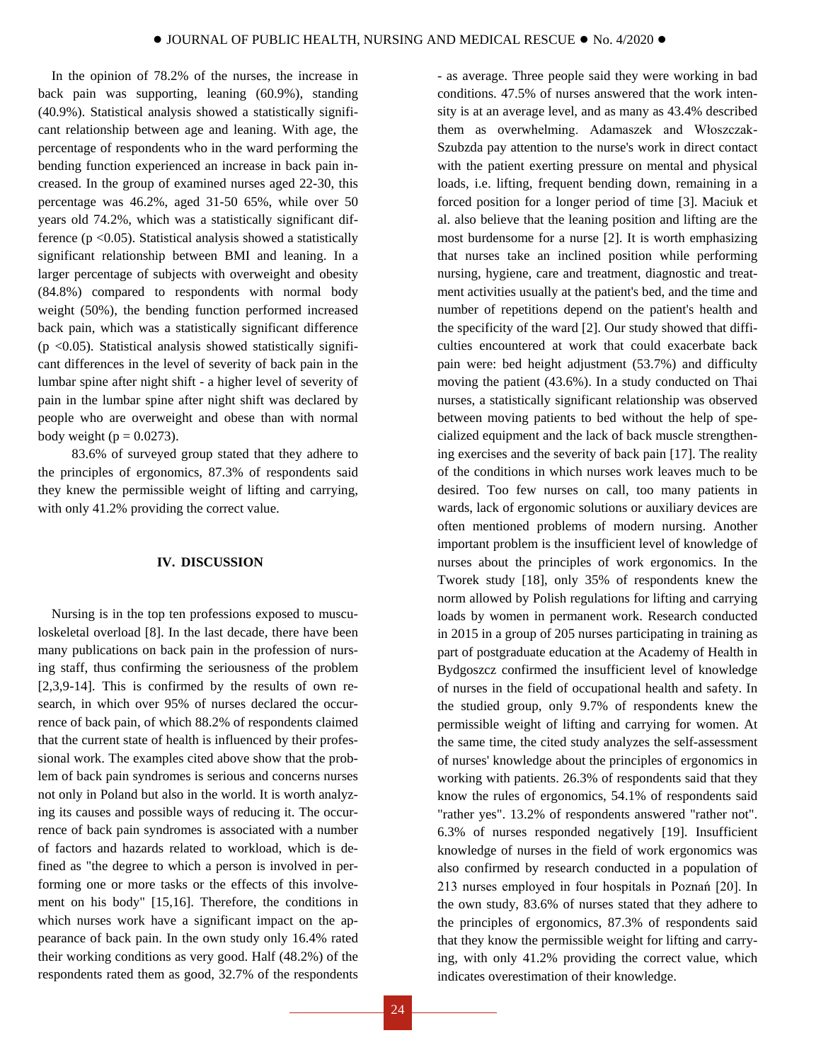In the opinion of 78.2% of the nurses, the increase in back pain was supporting, leaning (60.9%), standing (40.9%). Statistical analysis showed a statistically significant relationship between age and leaning. With age, the percentage of respondents who in the ward performing the bending function experienced an increase in back pain increased. In the group of examined nurses aged 22-30, this percentage was 46.2%, aged 31-50 65%, while over 50 years old 74.2%, which was a statistically significant difference ($p < 0.05$). Statistical analysis showed a statistically significant relationship between BMI and leaning. In a larger percentage of subjects with overweight and obesity (84.8%) compared to respondents with normal body weight (50%), the bending function performed increased back pain, which was a statistically significant difference ($p < 0.05$). Statistical analysis showed statistically significant differences in the level of severity of back pain in the lumbar spine after night shift - a higher level of severity of pain in the lumbar spine after night shift was declared by people who are overweight and obese than with normal body weight ($p = 0.0273$).

83.6% of surveyed group stated that they adhere to the principles of ergonomics, 87.3% of respondents said they knew the permissible weight of lifting and carrying, with only 41.2% providing the correct value.

## IV. DISCUSSION

Nursing is in the top ten professions exposed to musculoskeletal overload [8]. In the last decade, there have been many publications on back pain in the profession of nursing staff, thus confirming the seriousness of the problem [2,3,9-14]. This is confirmed by the results of own research, in which over 95% of nurses declared the occurrence of back pain, of which 88.2% of respondents claimed that the current state of health is influenced by their professional work. The examples cited above show that the problem of back pain syndromes is serious and concerns nurses not only in Poland but also in the world. It is worth analyzing its causes and possible ways of reducing it. The occurrence of back pain syndromes is associated with a number of factors and hazards related to workload, which is defined as "the degree to which a person is involved in performing one or more tasks or the effects of this involvement on his body" [15,16]. Therefore, the conditions in which nurses work have a significant impact on the appearance of back pain. In the own study only 16.4% rated their working conditions as very good. Half (48.2%) of the respondents rated them as good, 32.7% of the respondents - as average. Three people said they were working in bad conditions. 47.5% of nurses answered that the work intensity is at an average level, and as many as 43.4% described them as overwhelming. Adamaszek and Włoszczak-Szubzda pay attention to the nurse's work in direct contact with the patient exerting pressure on mental and physical loads, i.e. lifting, frequent bending down, remaining in a forced position for a longer period of time [3]. Maciuk et al. also believe that the leaning position and lifting are the most burdensome for a nurse [2]. It is worth emphasizing that nurses take an inclined position while performing nursing, hygiene, care and treatment, diagnostic and treatment activities usually at the patient's bed, and the time and number of repetitions depend on the patient's health and the specificity of the ward [2]. Our study showed that difficulties encountered at work that could exacerbate back pain were: bed height adjustment (53.7%) and difficulty moving the patient (43.6%). In a study conducted on Thai nurses, a statistically significant relationship was observed between moving patients to bed without the help of specialized equipment and the lack of back muscle strengthening exercises and the severity of back pain [17]. The reality of the conditions in which nurses work leaves much to be desired. Too few nurses on call, too many patients in wards, lack of ergonomic solutions or auxiliary devices are often mentioned problems of modern nursing. Another important problem is the insufficient level of knowledge of nurses about the principles of work ergonomics. In the Tworek study [18], only 35% of respondents knew the norm allowed by Polish regulations for lifting and carrying loads by women in permanent work. Research conducted in 2015 in a group of 205 nurses participating in training as part of postgraduate education at the Academy of Health in Bydgoszcz confirmed the insufficient level of knowledge of nurses in the field of occupational health and safety. In the studied group, only 9.7% of respondents knew the permissible weight of lifting and carrying for women. At the same time, the cited study analyzes the self-assessment of nurses' knowledge about the principles of ergonomics in working with patients. 26.3% of respondents said that they know the rules of ergonomics, 54.1% of respondents said "rather yes". 13.2% of respondents answered "rather not". 6.3% of nurses responded negatively [19]. Insufficient knowledge of nurses in the field of work ergonomics was also confirmed by research conducted in a population of 213 nurses employed in four hospitals in Poznań [20]. In the own study, 83.6% of nurses stated that they adhere to the principles of ergonomics, 87.3% of respondents said that they know the permissible weight for lifting and carrying, with only 41.2% providing the correct value, which indicates overestimation of their knowledge.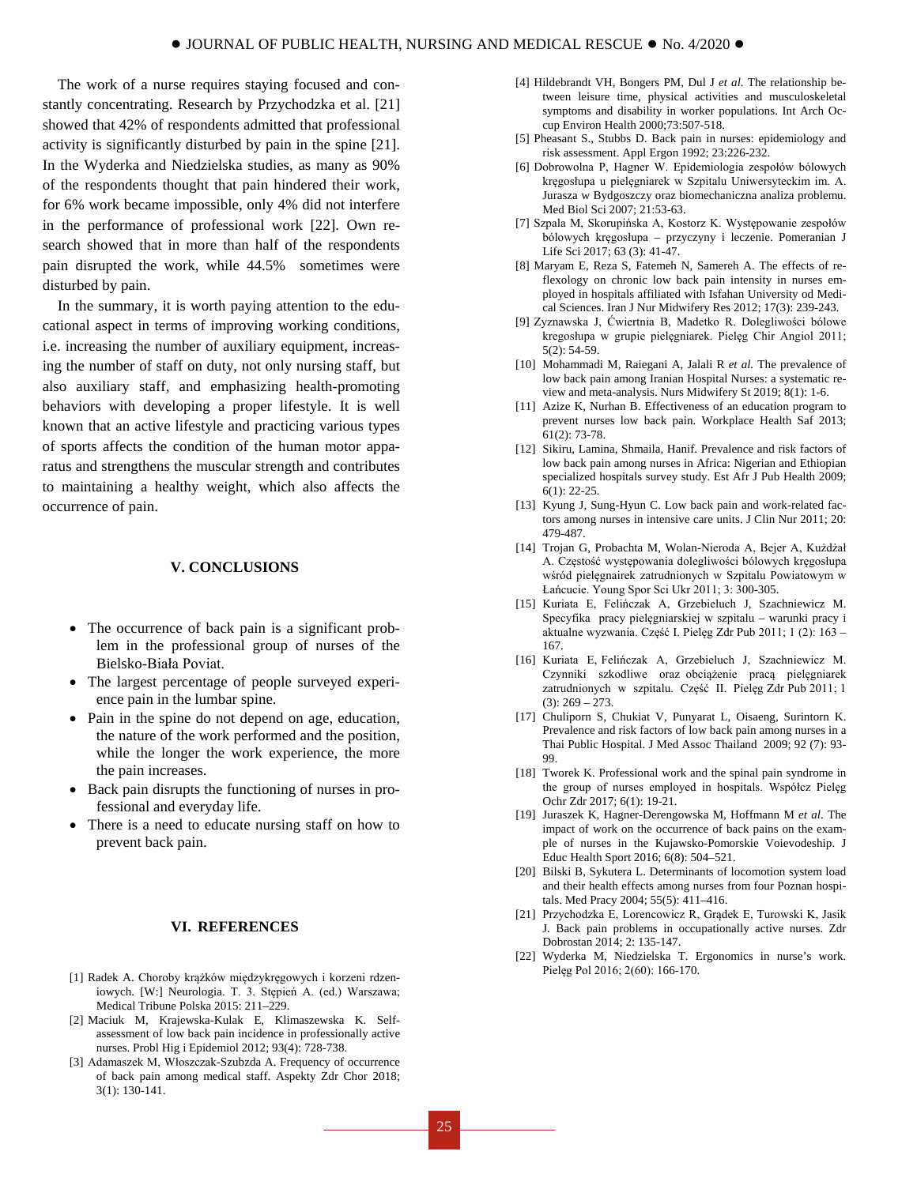The work of a nurse requires staying focused and constantly concentrating. Research by Przychodzka et al. [21] showed that 42% of respondents admitted that professional activity is significantly disturbed by pain in the spine [21]. In the Wyderka and Niedzielska studies, as many as 90% of the respondents thought that pain hindered their work, for 6% work became impossible, only 4% did not interfere in the performance of professional work [22]. Own research showed that in more than half of the respondents pain disrupted the work, while 44.5% sometimes were disturbed by pain.

In the summary, it is worth paying attention to the educational aspect in terms of improving working conditions, i.e. increasing the number of auxiliary equipment, increasing the number of staff on duty, not only nursing staff, but also auxiliary staff, and emphasizing health-promoting behaviors with developing a proper lifestyle. It is well known that an active lifestyle and practicing various types of sports affects the condition of the human motor apparatus and strengthens the muscular strength and contributes to maintaining a healthy weight, which also affects the occurrence of pain.

## V. CONCLUSIONS

- The occurrence of back pain is a significant problem in the professional group of nurses of the Bielsko-Biała Poviat.
- The largest percentage of people surveyed experience pain in the lumbar spine.
- Pain in the spine do not depend on age, education, the nature of the work performed and the position, while the longer the work experience, the more the pain increases.
- Back pain disrupts the functioning of nurses in professional and everyday life.
- There is a need to educate nursing staff on how to prevent back pain.

## VI. REFERENCES

[1] Radek A. Choroby krążków międzykręgowych i korzeni rdzeniowych. [W:] Neurologia. T. 3. Stępień A. (ed.) Warszawa; Medical Tribune Polska 2015: 211–229.

[2] Maciuk M, Krajewska-Kulak E, Klimaszewska K. Self-assessment of low back pain incidence in professionally active nurses. Probl Hig i Epidemiol 2012; 93(4): 728-738.

[3] Adamaszek M, Włoszczak-Szubzda A. Frequency of occurrence of back pain among medical staff. Aspekty Zdr Chor 2018; 3(1): 130-141.

[4] Hildebrandt VH, Bongers PM, Dul J *et al*. The relationship between leisure time, physical activities and musculoskeletal symptoms and disability in worker populations. Int Arch Occup Environ Health 2000;73:507-518.

[5] Pheasant S., Stubbs D. Back pain in nurses: epidemiology and risk assessment. Appl Ergon 1992; 23:226-232.

[6] Dobrowolna P, Hagner W. Epidemiologia zespołów bólowych kręgosłupa u pielęgniarek w Szpitalu Uniwersyteckim im. A. Jurasza w Bydgoszczy oraz biomechaniczna analiza problemu. Med Biol Sci 2007; 21:53-63.

[7] Szpala M, Skorupińska A, Kostorz K. Występowanie zespołów bólowych kręgosłupa – przyczyny i leczenie. Pomeranian J Life Sci 2017; 63 (3): 41-47.

[8] Maryam E, Reza S, Fatemeh N, Samereh A. The effects of reflexology on chronic low back pain intensity in nurses employed in hospitals affiliated with Isfahan University od Medical Sciences. Iran J Nur Midwifery Res 2012; 17(3): 239-243.

[9] Zyznawska J, Ćwiertnia B, Madetko R. Dolegliwości bólowe kregosłupa w grupie pielęgniarek. Pielęg Chir Angiol 2011; 5(2): 54-59.

[10] Mohammadi M, Raiegani A, Jalali R *et al.* The prevalence of low back pain among Iranian Hospital Nurses: a systematic review and meta-analysis. Nurs Midwifery St 2019; 8(1): 1-6.

[11] Azize K, Nurhan B. Effectiveness of an education program to prevent nurses low back pain. Workplace Health Saf 2013; 61(2): 73-78.

[12] Sikiru, Lamina, Shmaila, Hanif. Prevalence and risk factors of low back pain among nurses in Africa: Nigerian and Ethiopian specialized hospitals survey study. Est Afr J Pub Health 2009; 6(1): 22-25.

[13] Kyung J, Sung-Hyun C. Low back pain and work-related factors among nurses in intensive care units. J Clin Nur 2011; 20: 479-487.

[14] Trojan G, Probachta M, Wolan-Nieroda A, Bejer A, Kużdżał A. Częstość występowania dolegliwości bólowych kręgosłupa wśród pielęgnairek zatrudnionych w Szpitalu Powiatowym w Łańcucie. Young Spor Sci Ukr 2011; 3: 300-305.

[15] Kuriata E, Felińczak A, Grzebieluch J, Szachniewicz M. Specyfika pracy pielęgniarskiej w szpitalu – warunki pracy i aktualne wyzwania. Część I. Pielęg Zdr Pub 2011; 1 (2): 163 – 167.

[16] Kuriata E, Felińczak A, Grzebieluch J, Szachniewicz M. Czynniki szkodliwe oraz obciążenie pracą pielęgniarek zatrudnionych w szpitalu. Część II. Pielęg Zdr Pub 2011; 1 (3): 269 – 273.

[17] Chuliporn S, Chukiat V, Punyarat L, Oisaeng, Surintorn K. Prevalence and risk factors of low back pain among nurses in a Thai Public Hospital. J Med Assoc Thailand 2009; 92 (7): 93-99.

[18] Tworek K. Professional work and the spinal pain syndrome in the group of nurses employed in hospitals. Współcz Pielęg Ochr Zdr 2017; 6(1): 19-21.

[19] Juraszek K, Hagner-Derengowska M, Hoffmann M *et al*. The impact of work on the occurrence of back pains on the example of nurses in the Kujawsko-Pomorskie Voievodeship. J Educ Health Sport 2016; 6(8): 504–521.

[20] Bilski B, Sykutera L. Determinants of locomotion system load and their health effects among nurses from four Poznan hospitals. Med Pracy 2004; 55(5): 411–416.

[21] Przychodzka E, Lorencowicz R, Grądek E, Turowski K, Jasik J. Back pain problems in occupationally active nurses. Zdr Dobrostan 2014; 2: 135-147.

[22] Wyderka M, Niedzielska T. Ergonomics in nurse's work. Pielęg Pol 2016; 2(60): 166-170.